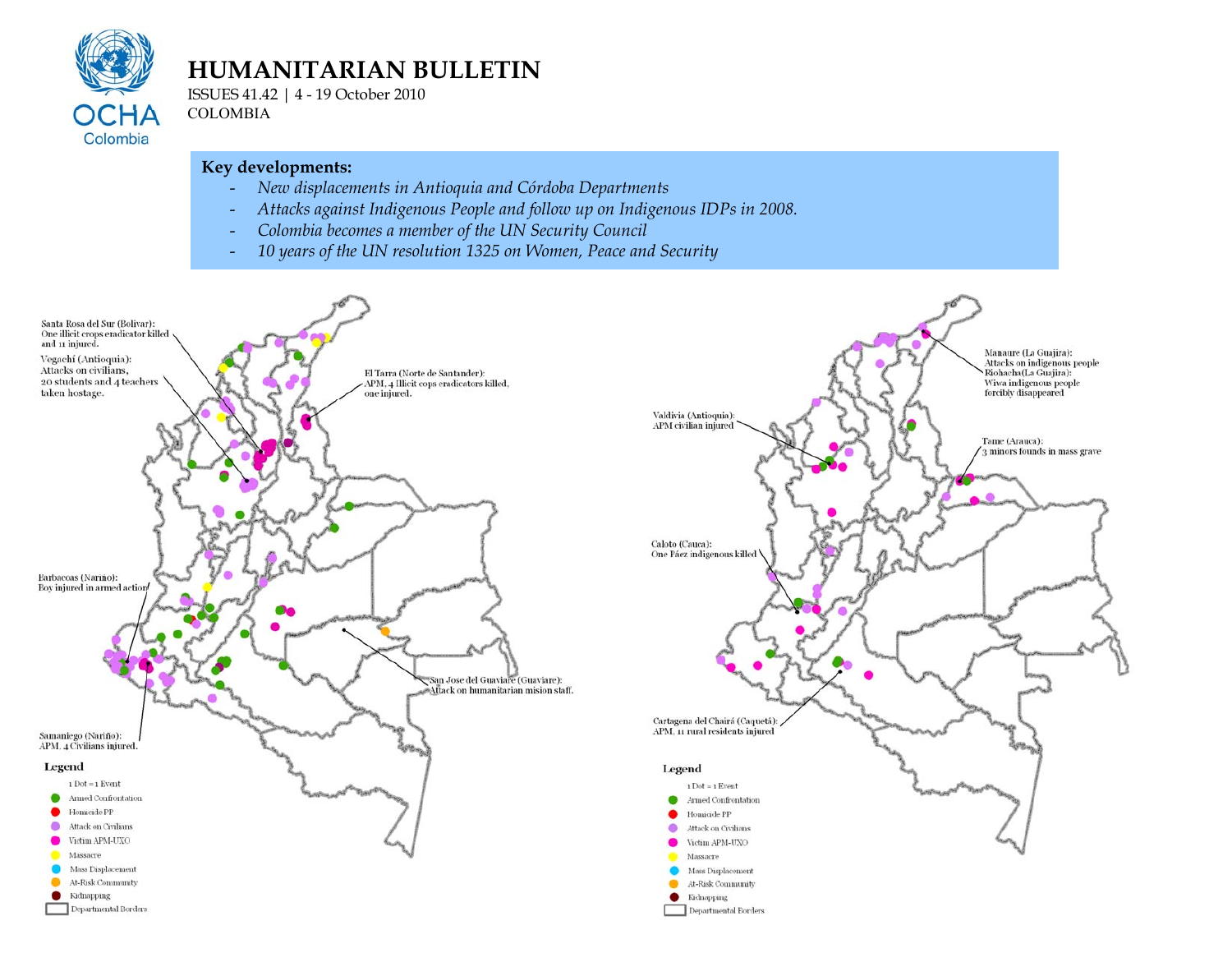# HUMANITARIAN BULLETIN

ISSUES 41.42 | 4 - 19 October 2010

COLOMBIA

**Key developments:**

- *New displacements in Antioquia and Córdoba Departments*
- *Attacks against Indigenous People and follow up on Indigenous IDPs in 2008.*
- *Colombia becomes a member of the UN Security Council*
- *10 years of the UN resolution 1325 on Women, Peace and Security*

Santa Rosa del Sur (Bolivar): One illicit crops eradicator killed and 11 injured.

Vegachí (Antioquia): Attacks on civilians, 20 students and 4 teachers taken hostage.

El Tarra (Norte de Santander): APM, 4 Illicit cops eradicators killed, one injured.

Barbacoas (Nariño): Boy injured in armed action

San Jose del Guaviare (Guaviare): Attack on humanitarian mision staff.

Samaniego (Nariño): APM, 4 Civilians injured.

**Legend**

1 Dot = 1 Event

- Armed Confrontation
- Homicide PP
- Attack on Civilians
- Victim APM-UXO
- Massacre
- Mass Displacement
- At-Risk Community
- Kidnapping
- Departmental Borders

Manaure (La Guajira): Attacks on indigenous people

Riohacha(La Guajira): Wiwa indigenous people forcibly disappeared

Valdivia (Antioquia): APM civilian injured

Tame (Arauca): 3 minors founds in mass grave

Caloto (Cauca): One Páez indigenous killed

Cartagena del Chairá (Caquetá): APM, 11 rural residents injured

**Legend**

1 Dot = 1 Event

- Armed Confrontation
- Homicide PP
- Attack on Civilians
- Victim APM-UXO
- Massacre
- Mass Displacement
- At-Risk Community
- Kidnapping
- Departmental Borders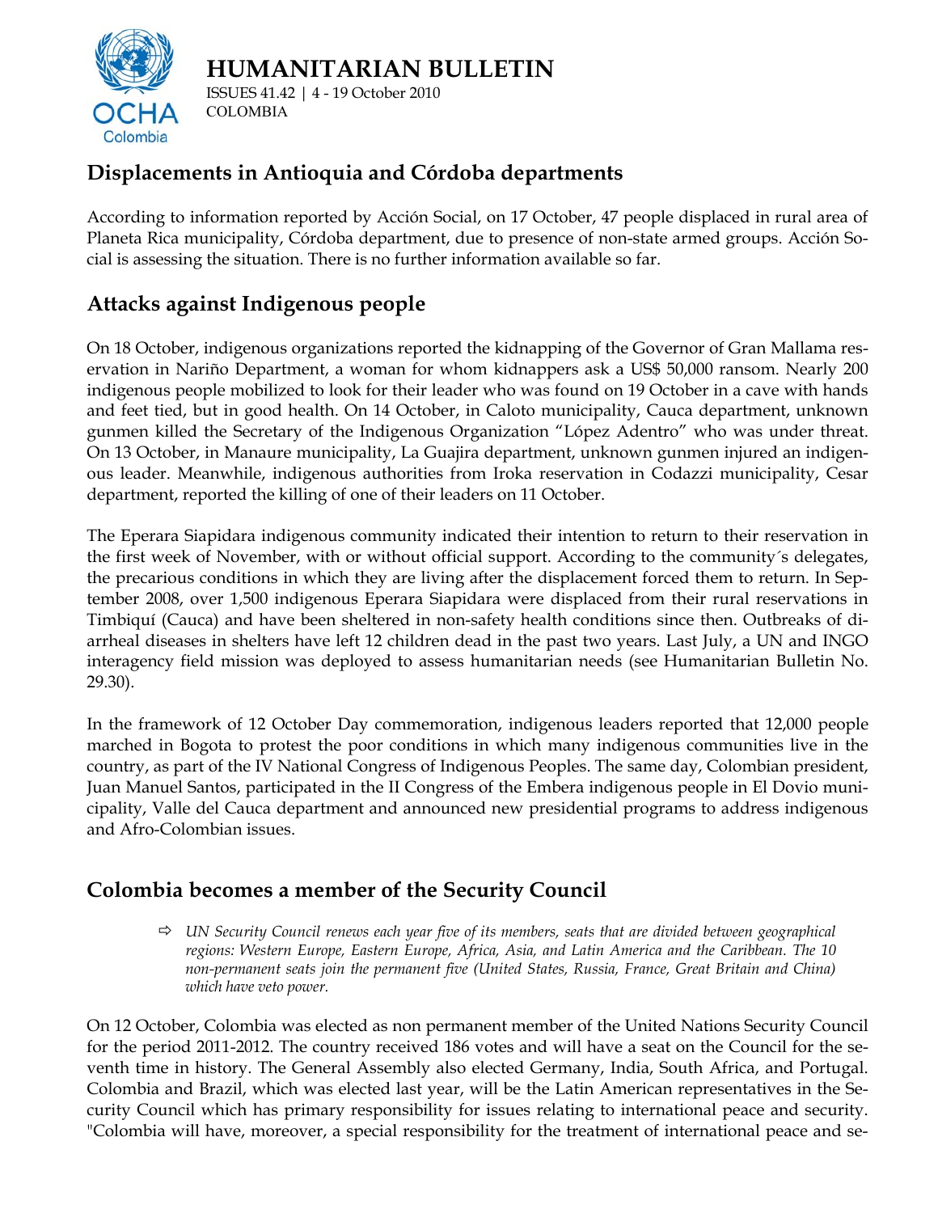# HUMANITARIAN BULLETIN

ISSUES 41.42 | 4 - 19 October 2010
COLOMBIA

## Displacements in Antioquia and Córdoba departments

According to information reported by Acción Social, on 17 October, 47 people displaced in rural area of Planeta Rica municipality, Córdoba department, due to presence of non-state armed groups. Acción Social is assessing the situation. There is no further information available so far.

## Attacks against Indigenous people

On 18 October, indigenous organizations reported the kidnapping of the Governor of Gran Mallama reservation in Nariño Department, a woman for whom kidnappers ask a US$ 50,000 ransom. Nearly 200 indigenous people mobilized to look for their leader who was found on 19 October in a cave with hands and feet tied, but in good health. On 14 October, in Caloto municipality, Cauca department, unknown gunmen killed the Secretary of the Indigenous Organization "López Adentro" who was under threat. On 13 October, in Manaure municipality, La Guajira department, unknown gunmen injured an indigenous leader. Meanwhile, indigenous authorities from Iroka reservation in Codazzi municipality, Cesar department, reported the killing of one of their leaders on 11 October.

The Eperara Siapidara indigenous community indicated their intention to return to their reservation in the first week of November, with or without official support. According to the community´s delegates, the precarious conditions in which they are living after the displacement forced them to return. In September 2008, over 1,500 indigenous Eperara Siapidara were displaced from their rural reservations in Timbiquí (Cauca) and have been sheltered in non-safety health conditions since then. Outbreaks of diarrheal diseases in shelters have left 12 children dead in the past two years. Last July, a UN and INGO interagency field mission was deployed to assess humanitarian needs (see Humanitarian Bulletin No. 29.30).

In the framework of 12 October Day commemoration, indigenous leaders reported that 12,000 people marched in Bogota to protest the poor conditions in which many indigenous communities live in the country, as part of the IV National Congress of Indigenous Peoples. The same day, Colombian president, Juan Manuel Santos, participated in the II Congress of the Embera indigenous people in El Dovio municipality, Valle del Cauca department and announced new presidential programs to address indigenous and Afro-Colombian issues.

## Colombia becomes a member of the Security Council

- *UN Security Council renews each year five of its members, seats that are divided between geographical regions: Western Europe, Eastern Europe, Africa, Asia, and Latin America and the Caribbean. The 10 non-permanent seats join the permanent five (United States, Russia, France, Great Britain and China) which have veto power.*

On 12 October, Colombia was elected as non permanent member of the United Nations Security Council for the period 2011-2012. The country received 186 votes and will have a seat on the Council for the seventh time in history. The General Assembly also elected Germany, India, South Africa, and Portugal. Colombia and Brazil, which was elected last year, will be the Latin American representatives in the Security Council which has primary responsibility for issues relating to international peace and security. "Colombia will have, moreover, a special responsibility for the treatment of international peace and se-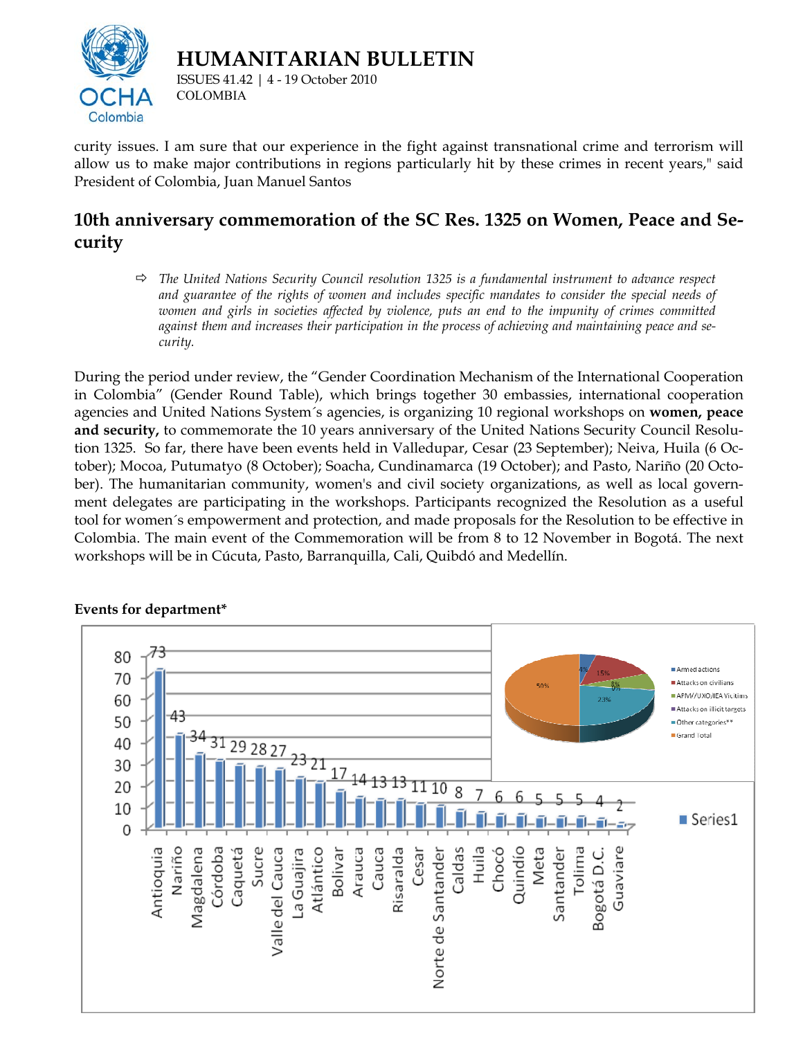curity issues. I am sure that our experience in the fight against transnational crime and terrorism will allow us to make major contributions in regions particularly hit by these crimes in recent years," said President of Colombia, Juan Manuel Santos

## 10th anniversary commemoration of the SC Res. 1325 on Women, Peace and Security

> ⇨ *The United Nations Security Council resolution 1325 is a fundamental instrument to advance respect and guarantee of the rights of women and includes specific mandates to consider the special needs of women and girls in societies affected by violence, puts an end to the impunity of crimes committed against them and increases their participation in the process of achieving and maintaining peace and security.*

During the period under review, the "Gender Coordination Mechanism of the International Cooperation in Colombia" (Gender Round Table), which brings together 30 embassies, international cooperation agencies and United Nations System´s agencies, is organizing 10 regional workshops on **women, peace and security,** to commemorate the 10 years anniversary of the United Nations Security Council Resolution 1325. So far, there have been events held in Valledupar, Cesar (23 September); Neiva, Huila (6 October); Mocoa, Putumatyo (8 October); Soacha, Cundinamarca (19 October); and Pasto, Nariño (20 October). The humanitarian community, women's and civil society organizations, as well as local government delegates are participating in the workshops. Participants recognized the Resolution as a useful tool for women´s empowerment and protection, and made proposals for the Resolution to be effective in Colombia. The main event of the Commemoration will be from 8 to 12 November in Bogotá. The next workshops will be in Cúcuta, Pasto, Barranquilla, Cali, Quibdó and Medellín.

**Events for department***

| Department | Events |
|---|---|
| Antioquia | 73 |
| Nariño | 43 |
| Magdalena | 34 |
| Córdoba | 31 |
| Caquetá | 29 |
| Sucre | 28 |
| Valle del Cauca | 27 |
| La Guajira | 23 |
| Atlántico | 21 |
| Bolivar | 17 |
| Arauca | 14 |
| Cauca | 13 |
| Risaralda | 13 |
| Cesar | 11 |
| Norte de Santander | 10 |
| Caldas | 8 |
| Huila | 7 |
| Chocó | 6 |
| Quindío | 6 |
| Meta | 5 |
| Santander | 5 |
| Tolima | 5 |
| Bogotá D.C. | 4 |
| Guaviare | 2 |

| Category | % |
|---|---|
| Armed actions | 4% |
| Attacks on civilians | 15% |
| APM//UXO/IEA Victims | 8% |
| Attacks on illicit targets | 0% |
| Other categories** | 23% |
| Grand Total | 50% |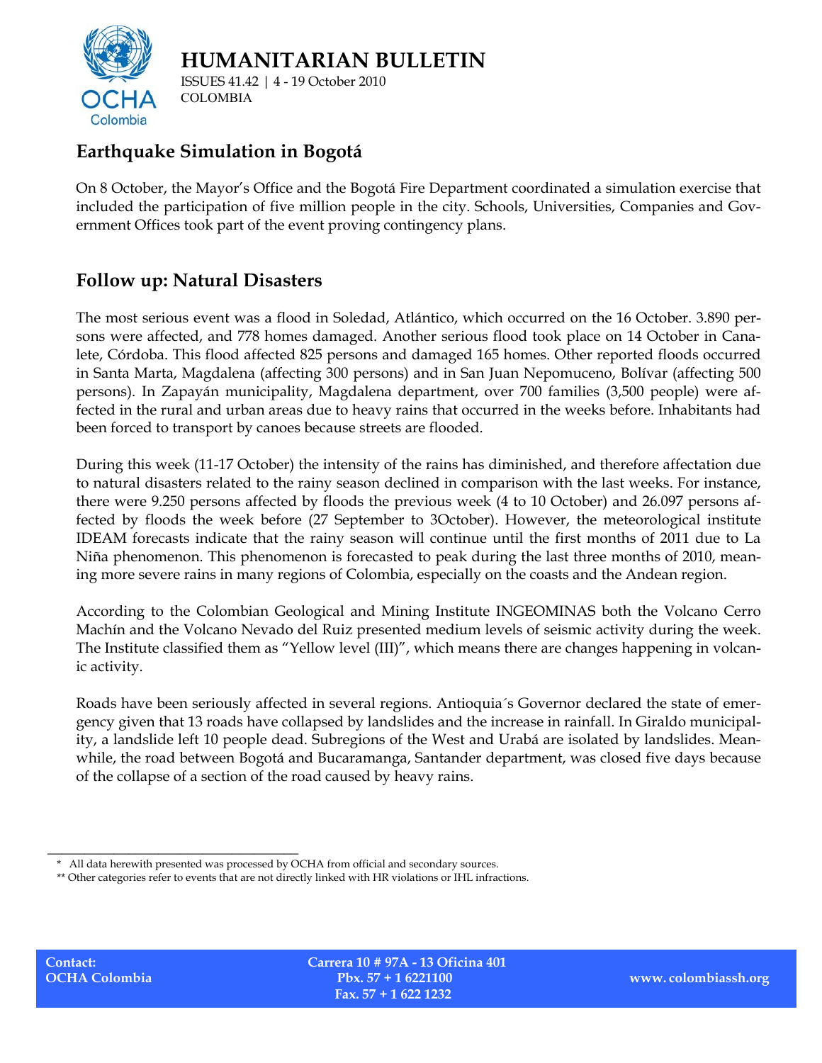## Earthquake Simulation in Bogotá

On 8 October, the Mayor's Office and the Bogotá Fire Department coordinated a simulation exercise that included the participation of five million people in the city. Schools, Universities, Companies and Government Offices took part of the event proving contingency plans.

## Follow up: Natural Disasters

The most serious event was a flood in Soledad, Atlántico, which occurred on the 16 October. 3.890 persons were affected, and 778 homes damaged. Another serious flood took place on 14 October in Canalete, Córdoba. This flood affected 825 persons and damaged 165 homes. Other reported floods occurred in Santa Marta, Magdalena (affecting 300 persons) and in San Juan Nepomuceno, Bolívar (affecting 500 persons). In Zapayán municipality, Magdalena department, over 700 families (3,500 people) were affected in the rural and urban areas due to heavy rains that occurred in the weeks before. Inhabitants had been forced to transport by canoes because streets are flooded.

During this week (11-17 October) the intensity of the rains has diminished, and therefore affectation due to natural disasters related to the rainy season declined in comparison with the last weeks. For instance, there were 9.250 persons affected by floods the previous week (4 to 10 October) and 26.097 persons affected by floods the week before (27 September to 3October). However, the meteorological institute IDEAM forecasts indicate that the rainy season will continue until the first months of 2011 due to La Niña phenomenon. This phenomenon is forecasted to peak during the last three months of 2010, meaning more severe rains in many regions of Colombia, especially on the coasts and the Andean region.

According to the Colombian Geological and Mining Institute INGEOMINAS both the Volcano Cerro Machín and the Volcano Nevado del Ruiz presented medium levels of seismic activity during the week. The Institute classified them as "Yellow level (III)", which means there are changes happening in volcanic activity.

Roads have been seriously affected in several regions. Antioquia´s Governor declared the state of emergency given that 13 roads have collapsed by landslides and the increase in rainfall. In Giraldo municipality, a landslide left 10 people dead. Subregions of the West and Urabá are isolated by landslides. Meanwhile, the road between Bogotá and Bucaramanga, Santander department, was closed five days because of the collapse of a section of the road caused by heavy rains.

---

\* All data herewith presented was processed by OCHA from official and secondary sources.

\** Other categories refer to events that are not directly linked with HR violations or IHL infractions.

**Contact:**
**OCHA Colombia**

**Carrera 10 # 97A - 13 Oficina 401**
**Pbx. 57 + 1 6221100**
**Fax. 57 + 1 622 1232**

**www.colombiassh.org**